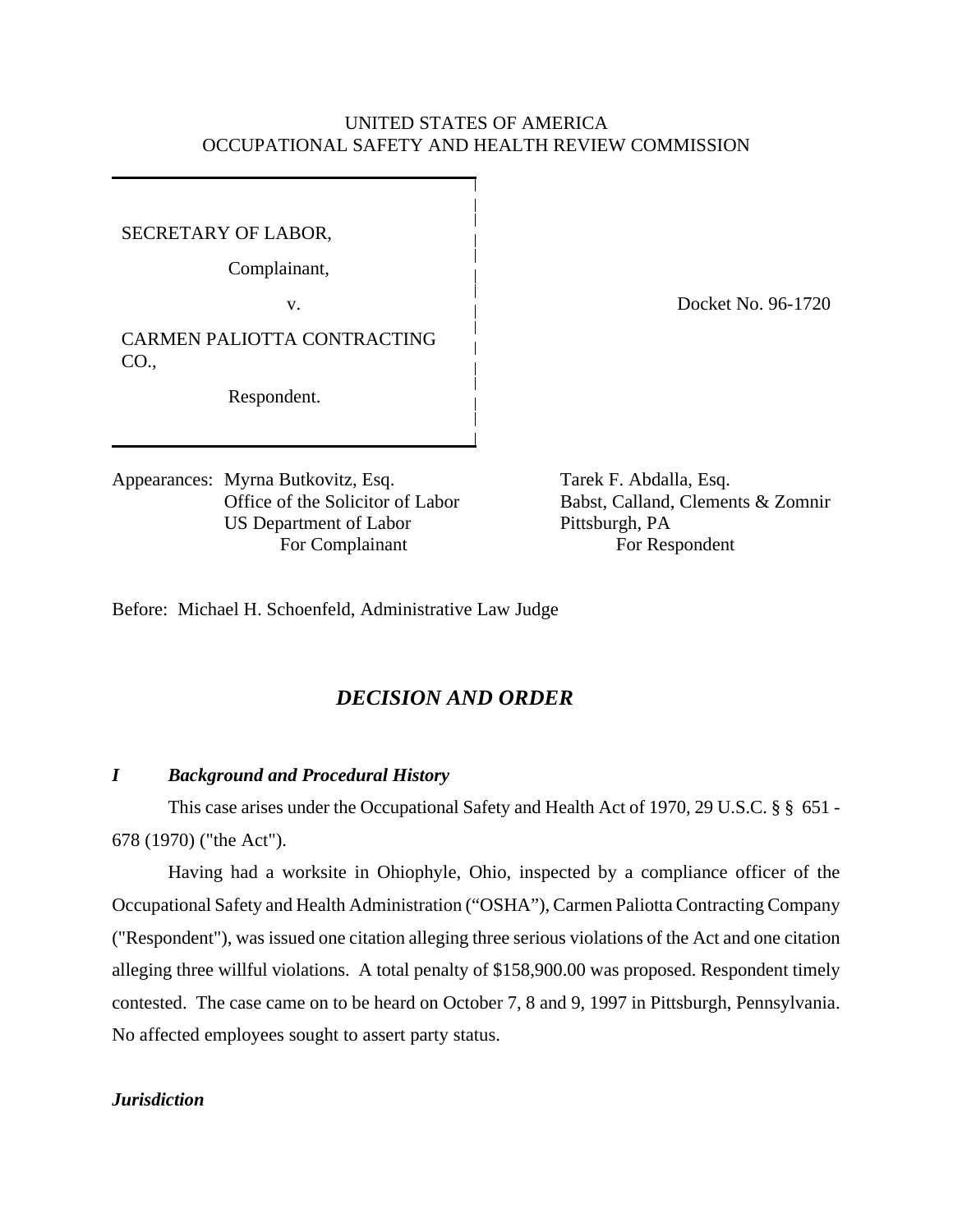UNITED STATES OF AMERICA
OCCUPATIONAL SAFETY AND HEALTH REVIEW COMMISSION

| | |
|---|---|
| SECRETARY OF LABOR,<br><br>Complainant,<br><br>v.<br><br>CARMEN PALIOTTA CONTRACTING CO.,<br><br>Respondent. | Docket No. 96-1720 |

Appearances: Myrna Butkovitz, Esq.
Office of the Solicitor of Labor
US Department of Labor
For Complainant

Tarek F. Abdalla, Esq.
Babst, Calland, Clements & Zomnir
Pittsburgh, PA
For Respondent

Before: Michael H. Schoenfeld, Administrative Law Judge

## *DECISION AND ORDER*

### *I Background and Procedural History*

This case arises under the Occupational Safety and Health Act of 1970, 29 U.S.C. § § 651 - 678 (1970) ("the Act").

Having had a worksite in Ohiophyle, Ohio, inspected by a compliance officer of the Occupational Safety and Health Administration ("OSHA"), Carmen Paliotta Contracting Company ("Respondent"), was issued one citation alleging three serious violations of the Act and one citation alleging three willful violations. A total penalty of $158,900.00 was proposed. Respondent timely contested. The case came on to be heard on October 7, 8 and 9, 1997 in Pittsburgh, Pennsylvania. No affected employees sought to assert party status.

### *Jurisdiction*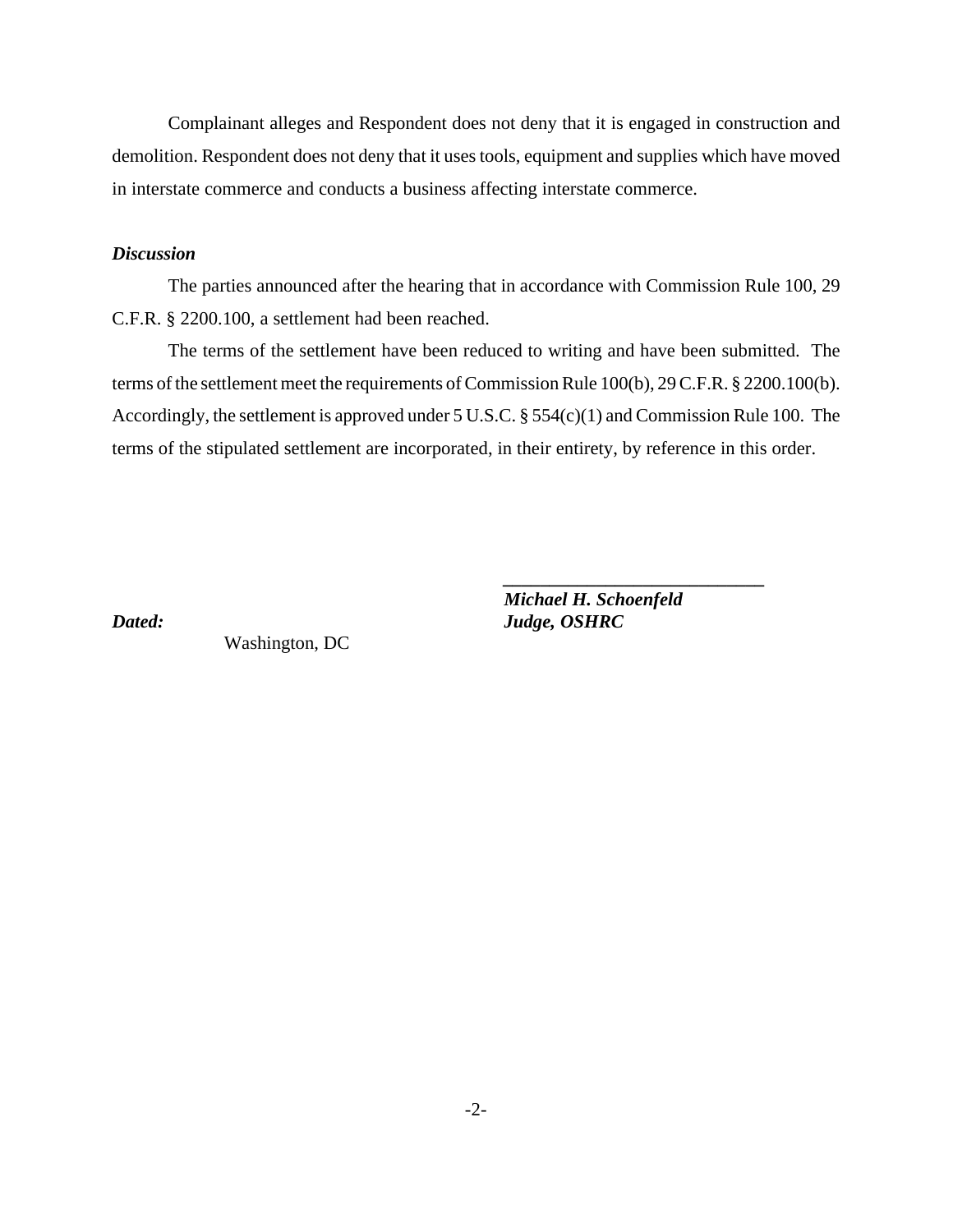Complainant alleges and Respondent does not deny that it is engaged in construction and demolition. Respondent does not deny that it uses tools, equipment and supplies which have moved in interstate commerce and conducts a business affecting interstate commerce.

### *Discussion*

The parties announced after the hearing that in accordance with Commission Rule 100, 29 C.F.R. § 2200.100, a settlement had been reached.

The terms of the settlement have been reduced to writing and have been submitted. The terms of the settlement meet the requirements of Commission Rule 100(b), 29 C.F.R. § 2200.100(b). Accordingly, the settlement is approved under 5 U.S.C. § 554(c)(1) and Commission Rule 100. The terms of the stipulated settlement are incorporated, in their entirety, by reference in this order.

***Michael H. Schoenfeld***
***Judge, OSHRC***

***Dated:***
Washington, DC